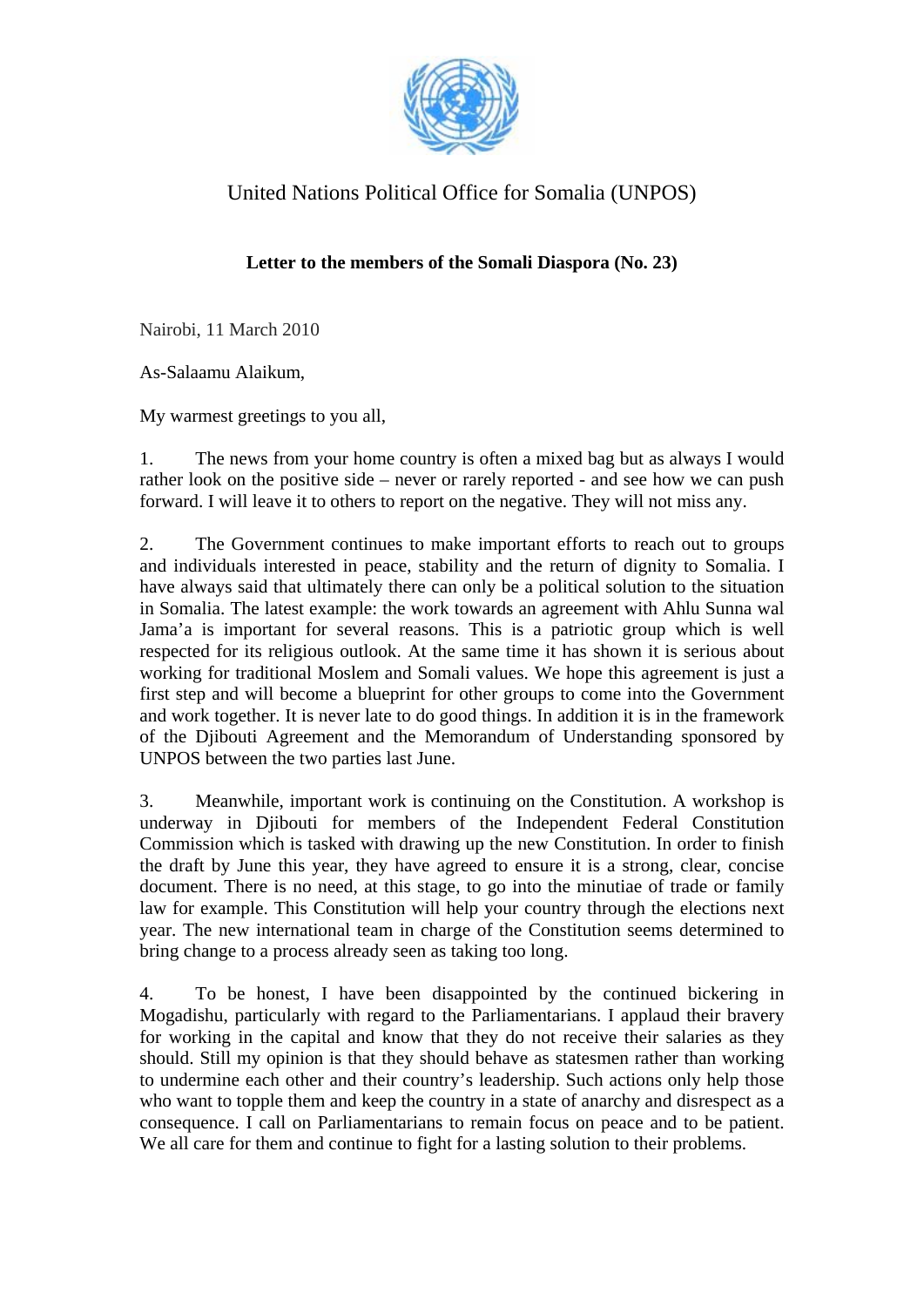United Nations Political Office for Somalia (UNPOS)

**Letter to the members of the Somali Diaspora (No. 23)**

Nairobi, 11 March 2010

As-Salaamu Alaikum,

My warmest greetings to you all,

1. The news from your home country is often a mixed bag but as always I would rather look on the positive side – never or rarely reported - and see how we can push forward. I will leave it to others to report on the negative. They will not miss any.

2. The Government continues to make important efforts to reach out to groups and individuals interested in peace, stability and the return of dignity to Somalia. I have always said that ultimately there can only be a political solution to the situation in Somalia. The latest example: the work towards an agreement with Ahlu Sunna wal Jama'a is important for several reasons. This is a patriotic group which is well respected for its religious outlook. At the same time it has shown it is serious about working for traditional Moslem and Somali values. We hope this agreement is just a first step and will become a blueprint for other groups to come into the Government and work together. It is never late to do good things. In addition it is in the framework of the Djibouti Agreement and the Memorandum of Understanding sponsored by UNPOS between the two parties last June.

3. Meanwhile, important work is continuing on the Constitution. A workshop is underway in Djibouti for members of the Independent Federal Constitution Commission which is tasked with drawing up the new Constitution. In order to finish the draft by June this year, they have agreed to ensure it is a strong, clear, concise document. There is no need, at this stage, to go into the minutiae of trade or family law for example. This Constitution will help your country through the elections next year. The new international team in charge of the Constitution seems determined to bring change to a process already seen as taking too long.

4. To be honest, I have been disappointed by the continued bickering in Mogadishu, particularly with regard to the Parliamentarians. I applaud their bravery for working in the capital and know that they do not receive their salaries as they should. Still my opinion is that they should behave as statesmen rather than working to undermine each other and their country's leadership. Such actions only help those who want to topple them and keep the country in a state of anarchy and disrespect as a consequence. I call on Parliamentarians to remain focus on peace and to be patient. We all care for them and continue to fight for a lasting solution to their problems.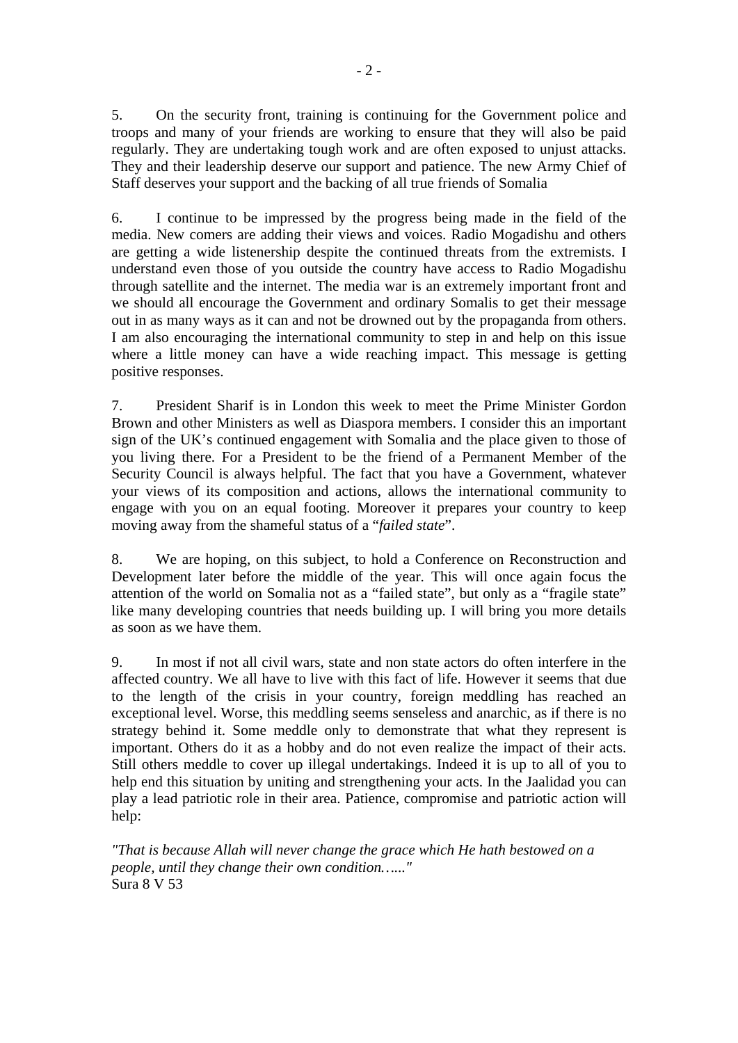5. On the security front, training is continuing for the Government police and troops and many of your friends are working to ensure that they will also be paid regularly. They are undertaking tough work and are often exposed to unjust attacks. They and their leadership deserve our support and patience. The new Army Chief of Staff deserves your support and the backing of all true friends of Somalia

6. I continue to be impressed by the progress being made in the field of the media. New comers are adding their views and voices. Radio Mogadishu and others are getting a wide listenership despite the continued threats from the extremists. I understand even those of you outside the country have access to Radio Mogadishu through satellite and the internet. The media war is an extremely important front and we should all encourage the Government and ordinary Somalis to get their message out in as many ways as it can and not be drowned out by the propaganda from others. I am also encouraging the international community to step in and help on this issue where a little money can have a wide reaching impact. This message is getting positive responses.

7. President Sharif is in London this week to meet the Prime Minister Gordon Brown and other Ministers as well as Diaspora members. I consider this an important sign of the UK's continued engagement with Somalia and the place given to those of you living there. For a President to be the friend of a Permanent Member of the Security Council is always helpful. The fact that you have a Government, whatever your views of its composition and actions, allows the international community to engage with you on an equal footing. Moreover it prepares your country to keep moving away from the shameful status of a "*failed state*".

8. We are hoping, on this subject, to hold a Conference on Reconstruction and Development later before the middle of the year. This will once again focus the attention of the world on Somalia not as a "failed state", but only as a "fragile state" like many developing countries that needs building up. I will bring you more details as soon as we have them.

9. In most if not all civil wars, state and non state actors do often interfere in the affected country. We all have to live with this fact of life. However it seems that due to the length of the crisis in your country, foreign meddling has reached an exceptional level. Worse, this meddling seems senseless and anarchic, as if there is no strategy behind it. Some meddle only to demonstrate that what they represent is important. Others do it as a hobby and do not even realize the impact of their acts. Still others meddle to cover up illegal undertakings. Indeed it is up to all of you to help end this situation by uniting and strengthening your acts. In the Jaalidad you can play a lead patriotic role in their area. Patience, compromise and patriotic action will help:

*"That is because Allah will never change the grace which He hath bestowed on a people, until they change their own condition…..."*
Sura 8 V 53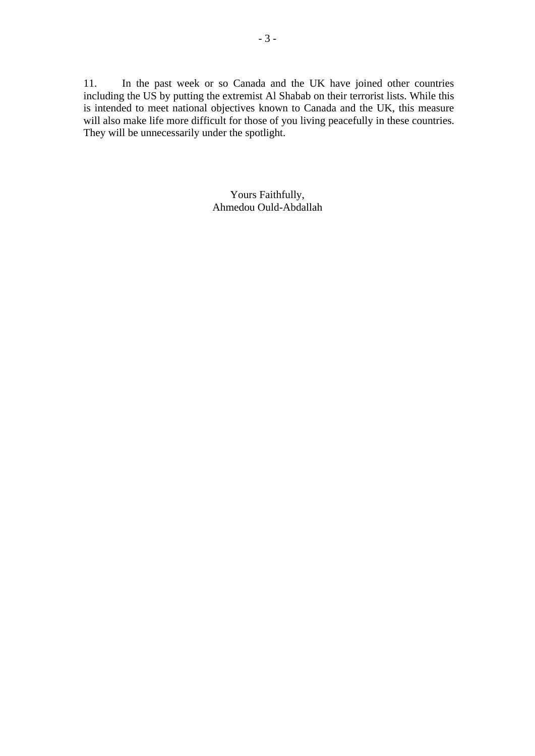11. In the past week or so Canada and the UK have joined other countries including the US by putting the extremist Al Shabab on their terrorist lists. While this is intended to meet national objectives known to Canada and the UK, this measure will also make life more difficult for those of you living peacefully in these countries. They will be unnecessarily under the spotlight.

Yours Faithfully,
Ahmedou Ould-Abdallah